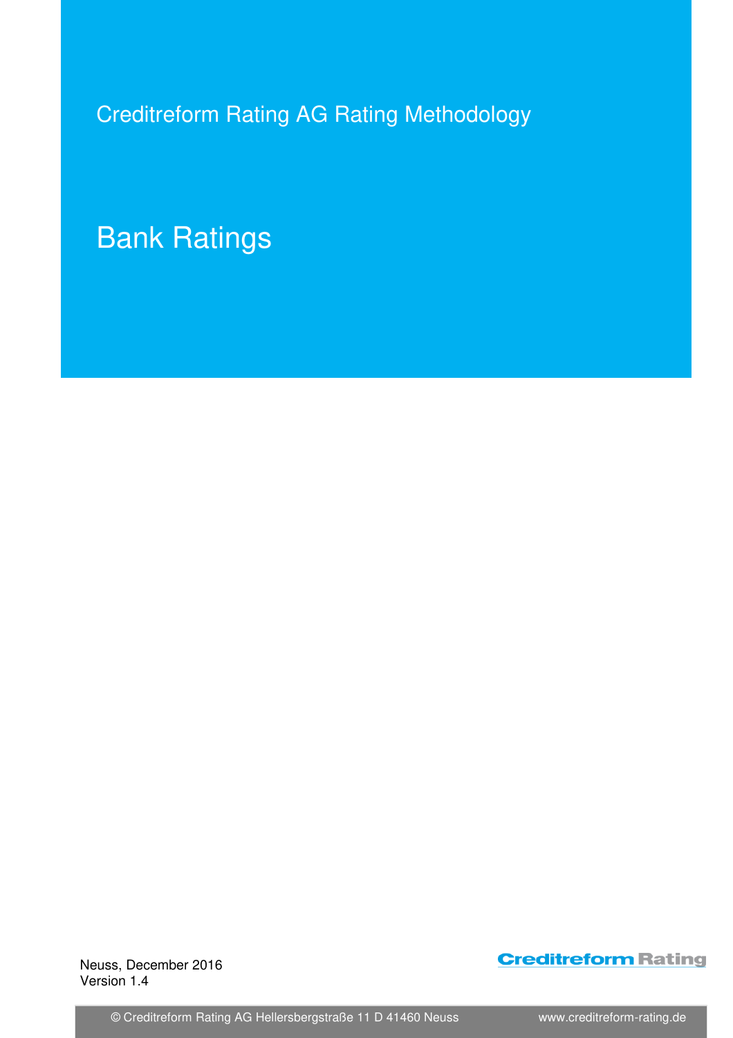Creditreform Rating AG Rating Methodology

# Bank Ratings

Neuss, December 2016
Version 1.4

Creditreform Rating

© Creditreform Rating AG Hellersbergstraße 11 D 41460 Neuss www.creditreform-rating.de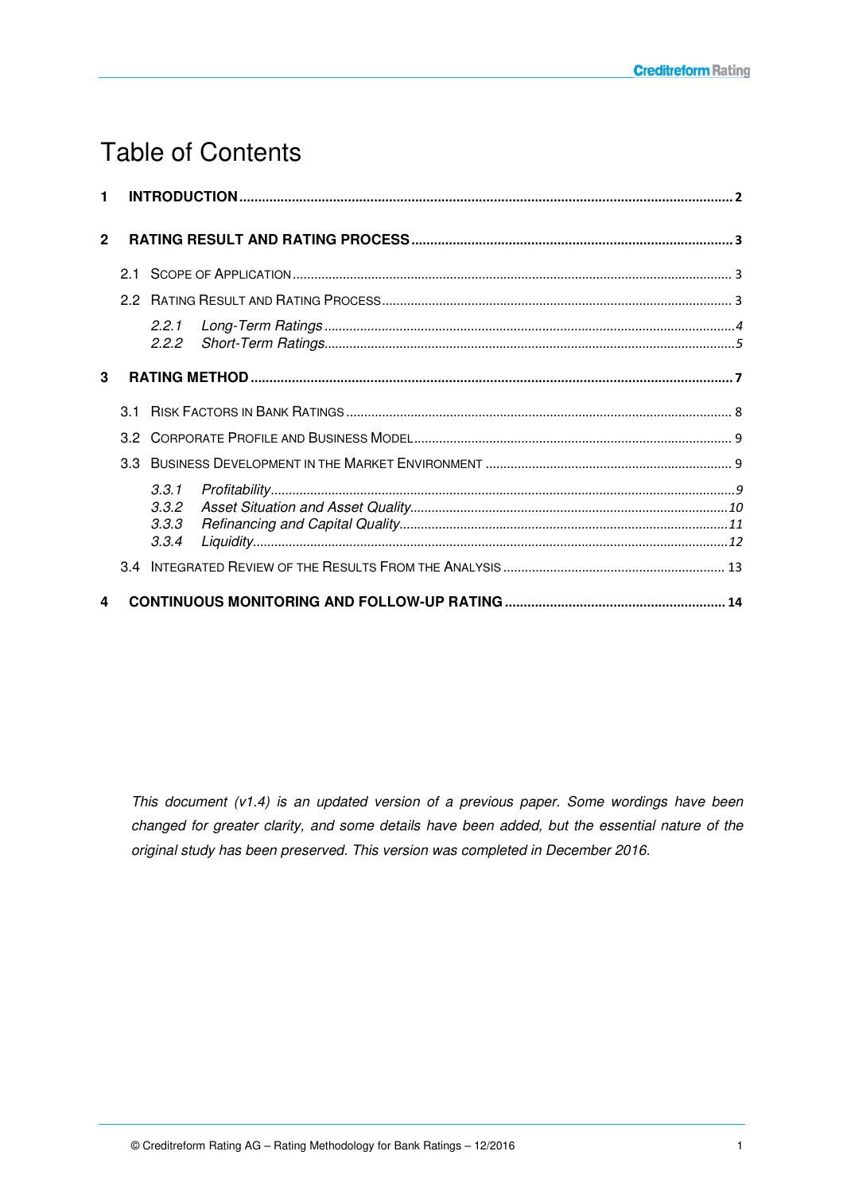# Table of Contents

**1 INTRODUCTION** .......... **2**

**2 RATING RESULT AND RATING PROCESS** .......... **3**

- 2.1 SCOPE OF APPLICATION .......... 3
- 2.2 RATING RESULT AND RATING PROCESS .......... 3
  - *2.2.1 Long-Term Ratings* .......... *4*
  - *2.2.2 Short-Term Ratings* .......... *5*

**3 RATING METHOD** .......... **7**

- 3.1 RISK FACTORS IN BANK RATINGS .......... 8
- 3.2 CORPORATE PROFILE AND BUSINESS MODEL .......... 9
- 3.3 BUSINESS DEVELOPMENT IN THE MARKET ENVIRONMENT .......... 9
  - *3.3.1 Profitability* .......... *9*
  - *3.3.2 Asset Situation and Asset Quality* .......... *10*
  - *3.3.3 Refinancing and Capital Quality* .......... *11*
  - *3.3.4 Liquidity* .......... *12*
- 3.4 INTEGRATED REVIEW OF THE RESULTS FROM THE ANALYSIS .......... 13

**4 CONTINUOUS MONITORING AND FOLLOW-UP RATING** .......... **14**

*This document (v1.4) is an updated version of a previous paper. Some wordings have been changed for greater clarity, and some details have been added, but the essential nature of the original study has been preserved. This version was completed in December 2016.*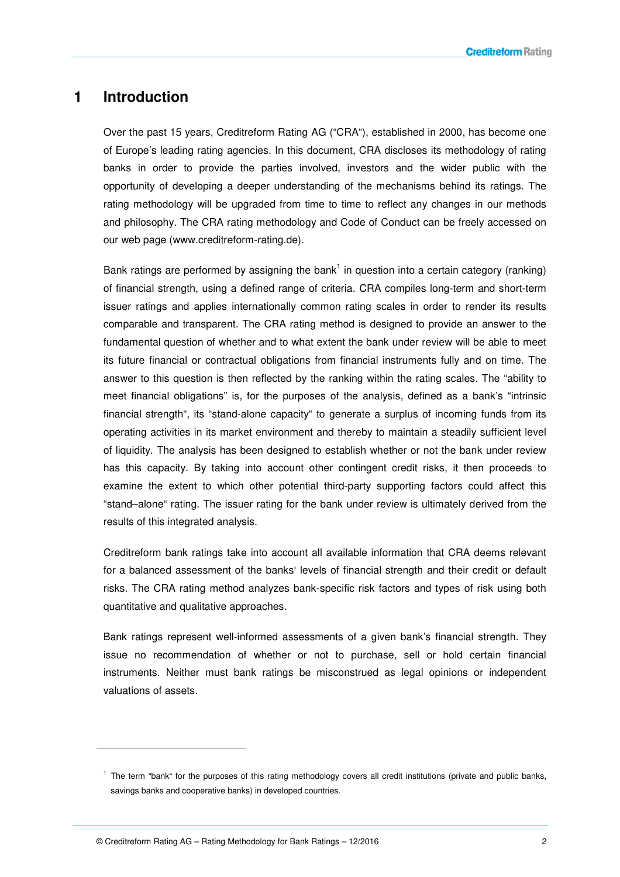# 1 Introduction

Over the past 15 years, Creditreform Rating AG ("CRA"), established in 2000, has become one of Europe's leading rating agencies. In this document, CRA discloses its methodology of rating banks in order to provide the parties involved, investors and the wider public with the opportunity of developing a deeper understanding of the mechanisms behind its ratings. The rating methodology will be upgraded from time to time to reflect any changes in our methods and philosophy. The CRA rating methodology and Code of Conduct can be freely accessed on our web page (www.creditreform-rating.de).

Bank ratings are performed by assigning the bank[1] in question into a certain category (ranking) of financial strength, using a defined range of criteria. CRA compiles long-term and short-term issuer ratings and applies internationally common rating scales in order to render its results comparable and transparent. The CRA rating method is designed to provide an answer to the fundamental question of whether and to what extent the bank under review will be able to meet its future financial or contractual obligations from financial instruments fully and on time. The answer to this question is then reflected by the ranking within the rating scales. The "ability to meet financial obligations" is, for the purposes of the analysis, defined as a bank's "intrinsic financial strength", its "stand-alone capacity" to generate a surplus of incoming funds from its operating activities in its market environment and thereby to maintain a steadily sufficient level of liquidity. The analysis has been designed to establish whether or not the bank under review has this capacity. By taking into account other contingent credit risks, it then proceeds to examine the extent to which other potential third-party supporting factors could affect this "stand–alone" rating. The issuer rating for the bank under review is ultimately derived from the results of this integrated analysis.

Creditreform bank ratings take into account all available information that CRA deems relevant for a balanced assessment of the banks' levels of financial strength and their credit or default risks. The CRA rating method analyzes bank-specific risk factors and types of risk using both quantitative and qualitative approaches.

Bank ratings represent well-informed assessments of a given bank's financial strength. They issue no recommendation of whether or not to purchase, sell or hold certain financial instruments. Neither must bank ratings be misconstrued as legal opinions or independent valuations of assets.

---

[1] The term "bank" for the purposes of this rating methodology covers all credit institutions (private and public banks, savings banks and cooperative banks) in developed countries.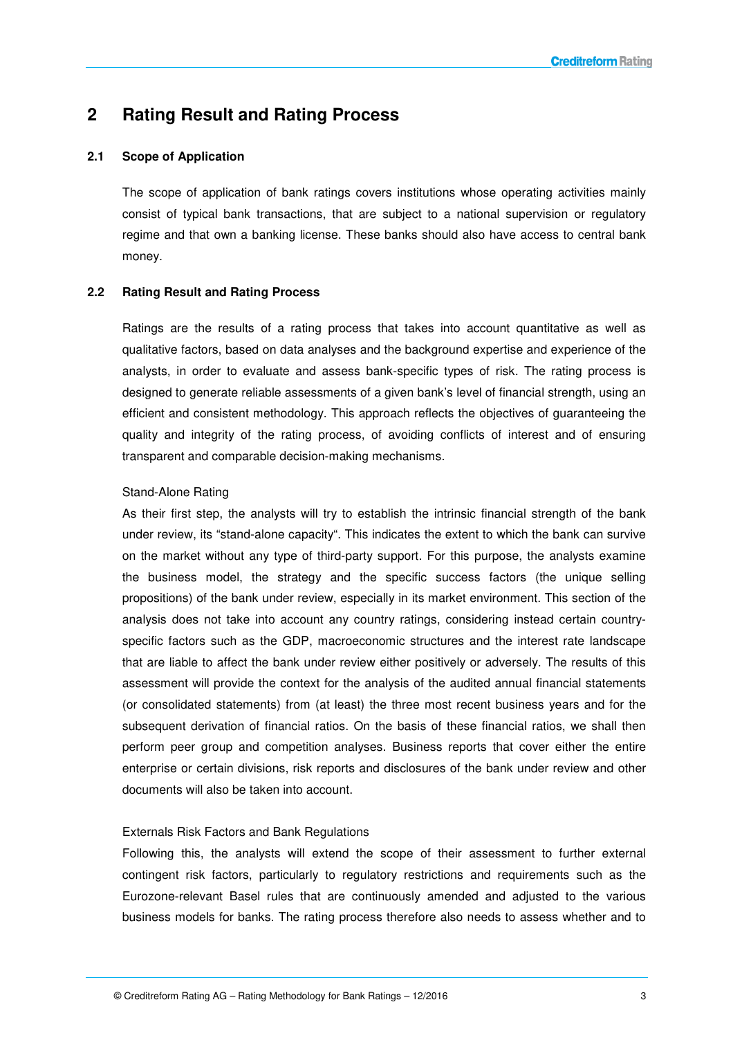# 2 Rating Result and Rating Process

## 2.1 Scope of Application

The scope of application of bank ratings covers institutions whose operating activities mainly consist of typical bank transactions, that are subject to a national supervision or regulatory regime and that own a banking license. These banks should also have access to central bank money.

## 2.2 Rating Result and Rating Process

Ratings are the results of a rating process that takes into account quantitative as well as qualitative factors, based on data analyses and the background expertise and experience of the analysts, in order to evaluate and assess bank-specific types of risk. The rating process is designed to generate reliable assessments of a given bank's level of financial strength, using an efficient and consistent methodology. This approach reflects the objectives of guaranteeing the quality and integrity of the rating process, of avoiding conflicts of interest and of ensuring transparent and comparable decision-making mechanisms.

Stand-Alone Rating

As their first step, the analysts will try to establish the intrinsic financial strength of the bank under review, its "stand-alone capacity". This indicates the extent to which the bank can survive on the market without any type of third-party support. For this purpose, the analysts examine the business model, the strategy and the specific success factors (the unique selling propositions) of the bank under review, especially in its market environment. This section of the analysis does not take into account any country ratings, considering instead certain country-specific factors such as the GDP, macroeconomic structures and the interest rate landscape that are liable to affect the bank under review either positively or adversely. The results of this assessment will provide the context for the analysis of the audited annual financial statements (or consolidated statements) from (at least) the three most recent business years and for the subsequent derivation of financial ratios. On the basis of these financial ratios, we shall then perform peer group and competition analyses. Business reports that cover either the entire enterprise or certain divisions, risk reports and disclosures of the bank under review and other documents will also be taken into account.

Externals Risk Factors and Bank Regulations

Following this, the analysts will extend the scope of their assessment to further external contingent risk factors, particularly to regulatory restrictions and requirements such as the Eurozone-relevant Basel rules that are continuously amended and adjusted to the various business models for banks. The rating process therefore also needs to assess whether and to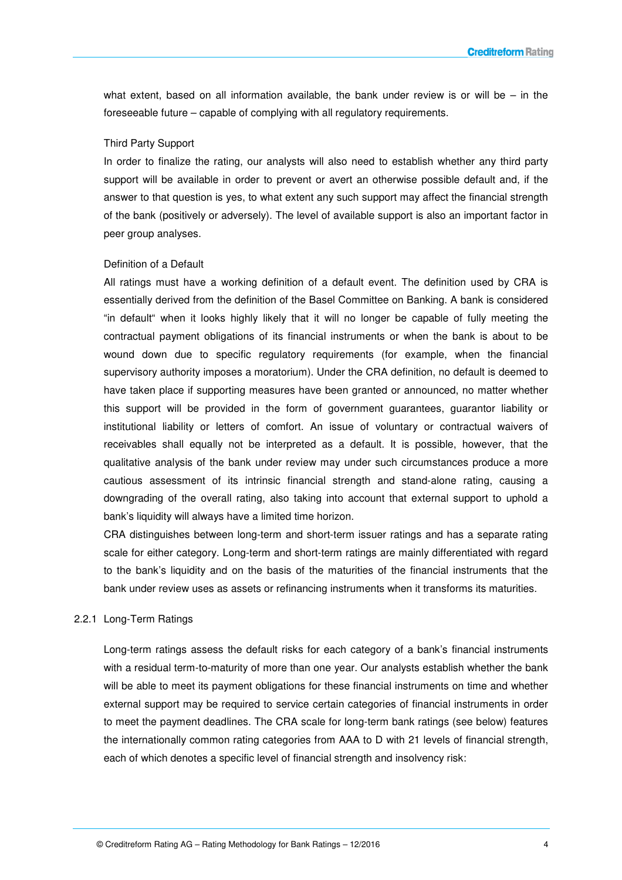what extent, based on all information available, the bank under review is or will be – in the foreseeable future – capable of complying with all regulatory requirements.

Third Party Support

In order to finalize the rating, our analysts will also need to establish whether any third party support will be available in order to prevent or avert an otherwise possible default and, if the answer to that question is yes, to what extent any such support may affect the financial strength of the bank (positively or adversely). The level of available support is also an important factor in peer group analyses.

Definition of a Default

All ratings must have a working definition of a default event. The definition used by CRA is essentially derived from the definition of the Basel Committee on Banking. A bank is considered "in default" when it looks highly likely that it will no longer be capable of fully meeting the contractual payment obligations of its financial instruments or when the bank is about to be wound down due to specific regulatory requirements (for example, when the financial supervisory authority imposes a moratorium). Under the CRA definition, no default is deemed to have taken place if supporting measures have been granted or announced, no matter whether this support will be provided in the form of government guarantees, guarantor liability or institutional liability or letters of comfort. An issue of voluntary or contractual waivers of receivables shall equally not be interpreted as a default. It is possible, however, that the qualitative analysis of the bank under review may under such circumstances produce a more cautious assessment of its intrinsic financial strength and stand-alone rating, causing a downgrading of the overall rating, also taking into account that external support to uphold a bank's liquidity will always have a limited time horizon.

CRA distinguishes between long-term and short-term issuer ratings and has a separate rating scale for either category. Long-term and short-term ratings are mainly differentiated with regard to the bank's liquidity and on the basis of the maturities of the financial instruments that the bank under review uses as assets or refinancing instruments when it transforms its maturities.

### 2.2.1 Long-Term Ratings

Long-term ratings assess the default risks for each category of a bank's financial instruments with a residual term-to-maturity of more than one year. Our analysts establish whether the bank will be able to meet its payment obligations for these financial instruments on time and whether external support may be required to service certain categories of financial instruments in order to meet the payment deadlines. The CRA scale for long-term bank ratings (see below) features the internationally common rating categories from AAA to D with 21 levels of financial strength, each of which denotes a specific level of financial strength and insolvency risk: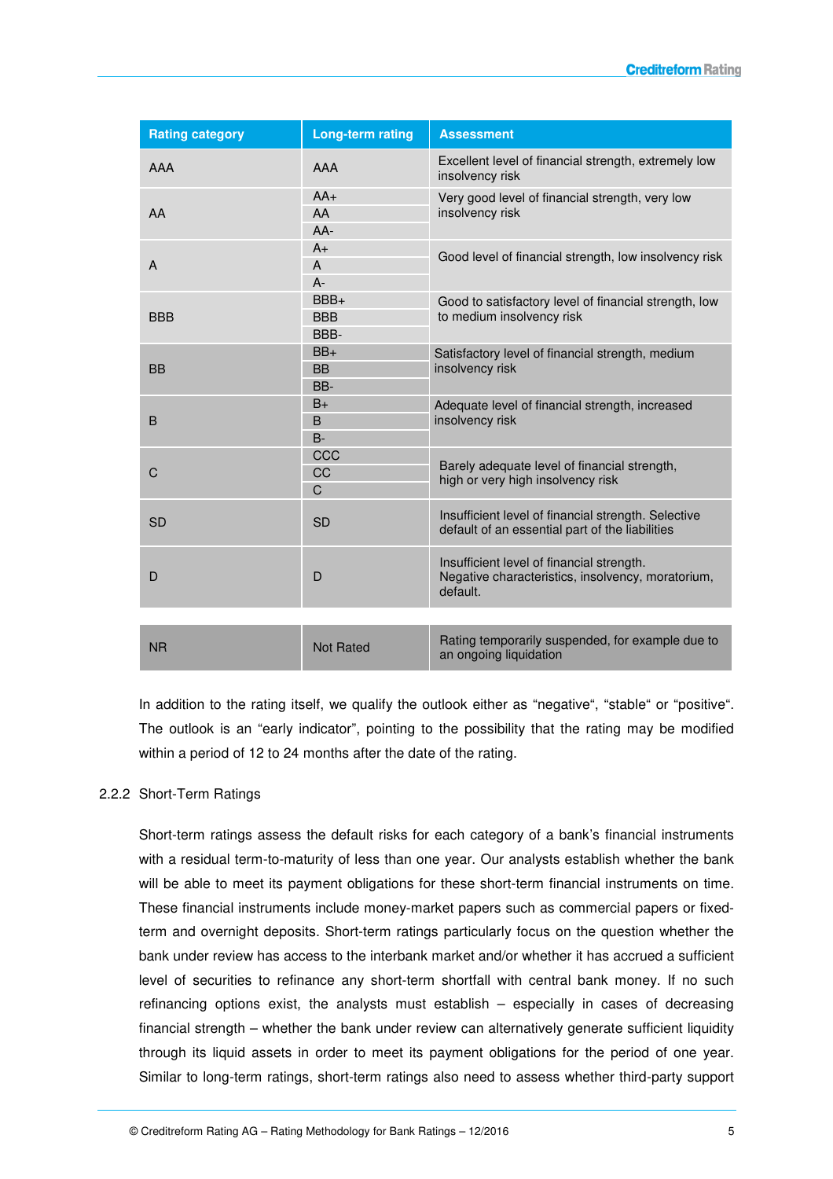| Rating category | Long-term rating | Assessment |
| --- | --- | --- |
| AAA | AAA | Excellent level of financial strength, extremely low insolvency risk |
| AA | AA+ | Very good level of financial strength, very low insolvency risk |
| | AA | |
| | AA- | |
| A | A+ | Good level of financial strength, low insolvency risk |
| | A | |
| | A- | |
| BBB | BBB+ | Good to satisfactory level of financial strength, low to medium insolvency risk |
| | BBB | |
| | BBB- | |
| BB | BB+ | Satisfactory level of financial strength, medium insolvency risk |
| | BB | |
| | BB- | |
| B | B+ | Adequate level of financial strength, increased insolvency risk |
| | B | |
| | B- | |
| C | CCC | Barely adequate level of financial strength, high or very high insolvency risk |
| | CC | |
| | C | |
| SD | SD | Insufficient level of financial strength. Selective default of an essential part of the liabilities |
| D | D | Insufficient level of financial strength. Negative characteristics, insolvency, moratorium, default. |
| NR | Not Rated | Rating temporarily suspended, for example due to an ongoing liquidation |

In addition to the rating itself, we qualify the outlook either as "negative", "stable" or "positive". The outlook is an "early indicator", pointing to the possibility that the rating may be modified within a period of 12 to 24 months after the date of the rating.

### 2.2.2 Short-Term Ratings

Short-term ratings assess the default risks for each category of a bank's financial instruments with a residual term-to-maturity of less than one year. Our analysts establish whether the bank will be able to meet its payment obligations for these short-term financial instruments on time. These financial instruments include money-market papers such as commercial papers or fixed-term and overnight deposits. Short-term ratings particularly focus on the question whether the bank under review has access to the interbank market and/or whether it has accrued a sufficient level of securities to refinance any short-term shortfall with central bank money. If no such refinancing options exist, the analysts must establish – especially in cases of decreasing financial strength – whether the bank under review can alternatively generate sufficient liquidity through its liquid assets in order to meet its payment obligations for the period of one year. Similar to long-term ratings, short-term ratings also need to assess whether third-party support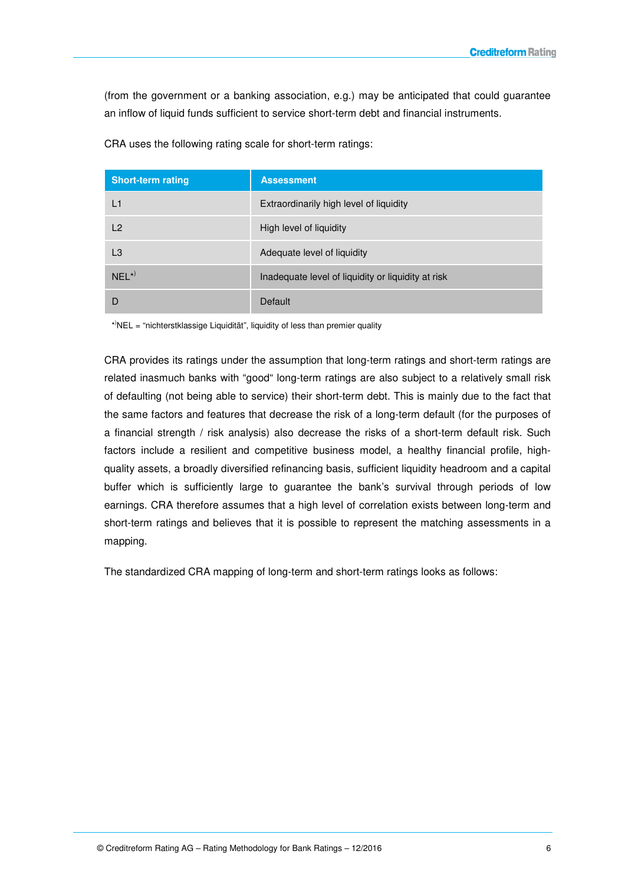(from the government or a banking association, e.g.) may be anticipated that could guarantee an inflow of liquid funds sufficient to service short-term debt and financial instruments.

CRA uses the following rating scale for short-term ratings:

| Short-term rating | Assessment |
|---|---|
| L1 | Extraordinarily high level of liquidity |
| L2 | High level of liquidity |
| L3 | Adequate level of liquidity |
| NEL*) | Inadequate level of liquidity or liquidity at risk |
| D | Default |

*)NEL = "nichterstklassige Liquidität", liquidity of less than premier quality

CRA provides its ratings under the assumption that long-term ratings and short-term ratings are related inasmuch banks with "good" long-term ratings are also subject to a relatively small risk of defaulting (not being able to service) their short-term debt. This is mainly due to the fact that the same factors and features that decrease the risk of a long-term default (for the purposes of a financial strength / risk analysis) also decrease the risks of a short-term default risk. Such factors include a resilient and competitive business model, a healthy financial profile, high-quality assets, a broadly diversified refinancing basis, sufficient liquidity headroom and a capital buffer which is sufficiently large to guarantee the bank's survival through periods of low earnings. CRA therefore assumes that a high level of correlation exists between long-term and short-term ratings and believes that it is possible to represent the matching assessments in a mapping.

The standardized CRA mapping of long-term and short-term ratings looks as follows: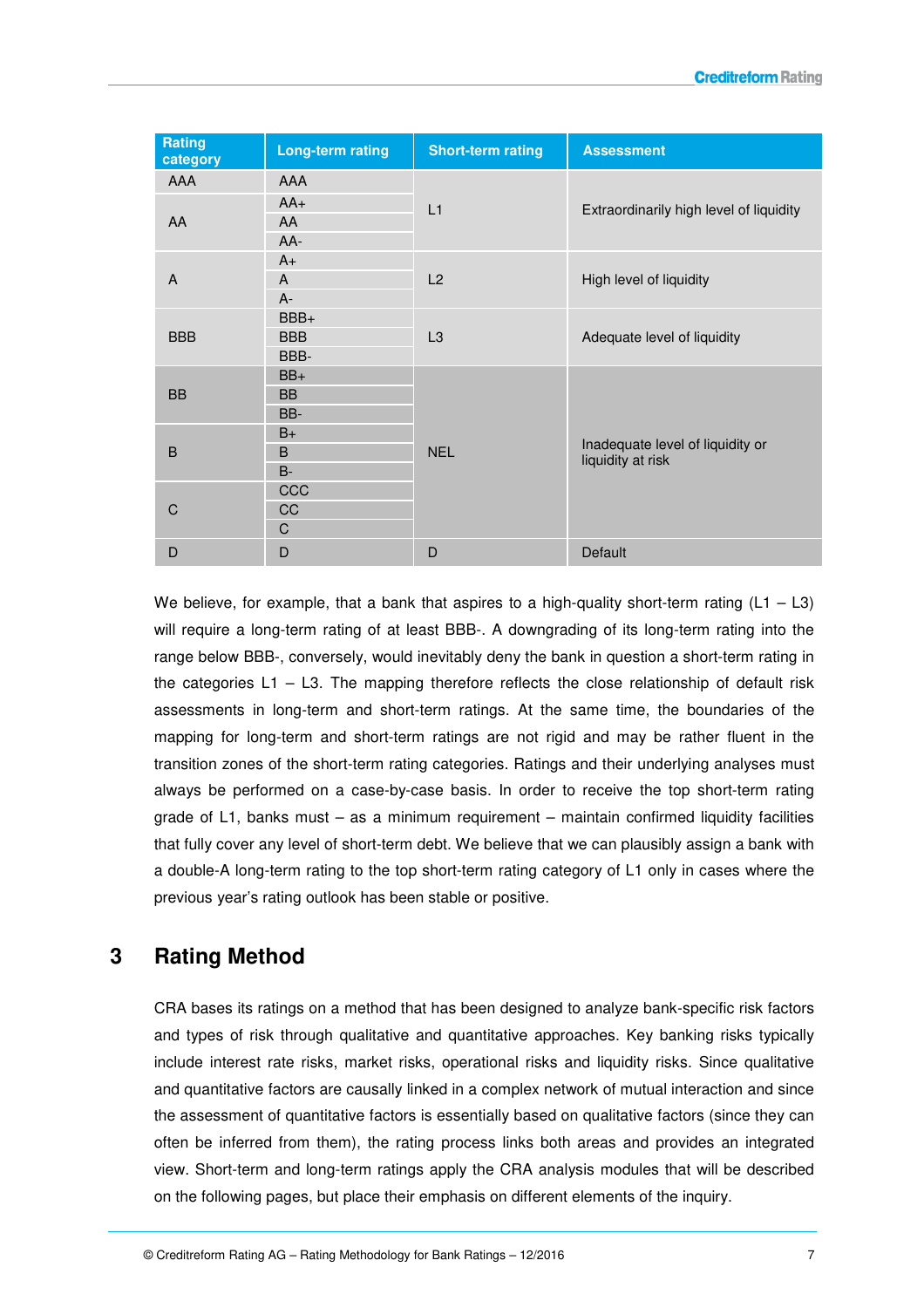| Rating category | Long-term rating | Short-term rating | Assessment |
|---|---|---|---|
| AAA | AAA | L1 | Extraordinarily high level of liquidity |
| AA | AA+ | | |
| | AA | | |
| | AA- | | |
| A | A+ | L2 | High level of liquidity |
| | A | | |
| | A- | | |
| BBB | BBB+ | L3 | Adequate level of liquidity |
| | BBB | | |
| | BBB- | | |
| BB | BB+ | NEL | Inadequate level of liquidity or liquidity at risk |
| | BB | | |
| | BB- | | |
| B | B+ | | |
| | B | | |
| | B- | | |
| C | CCC | | |
| | CC | | |
| | C | | |
| D | D | D | Default |

We believe, for example, that a bank that aspires to a high-quality short-term rating (L1 – L3) will require a long-term rating of at least BBB-. A downgrading of its long-term rating into the range below BBB-, conversely, would inevitably deny the bank in question a short-term rating in the categories L1 – L3. The mapping therefore reflects the close relationship of default risk assessments in long-term and short-term ratings. At the same time, the boundaries of the mapping for long-term and short-term ratings are not rigid and may be rather fluent in the transition zones of the short-term rating categories. Ratings and their underlying analyses must always be performed on a case-by-case basis. In order to receive the top short-term rating grade of L1, banks must – as a minimum requirement – maintain confirmed liquidity facilities that fully cover any level of short-term debt. We believe that we can plausibly assign a bank with a double-A long-term rating to the top short-term rating category of L1 only in cases where the previous year's rating outlook has been stable or positive.

# 3 Rating Method

CRA bases its ratings on a method that has been designed to analyze bank-specific risk factors and types of risk through qualitative and quantitative approaches. Key banking risks typically include interest rate risks, market risks, operational risks and liquidity risks. Since qualitative and quantitative factors are causally linked in a complex network of mutual interaction and since the assessment of quantitative factors is essentially based on qualitative factors (since they can often be inferred from them), the rating process links both areas and provides an integrated view. Short-term and long-term ratings apply the CRA analysis modules that will be described on the following pages, but place their emphasis on different elements of the inquiry.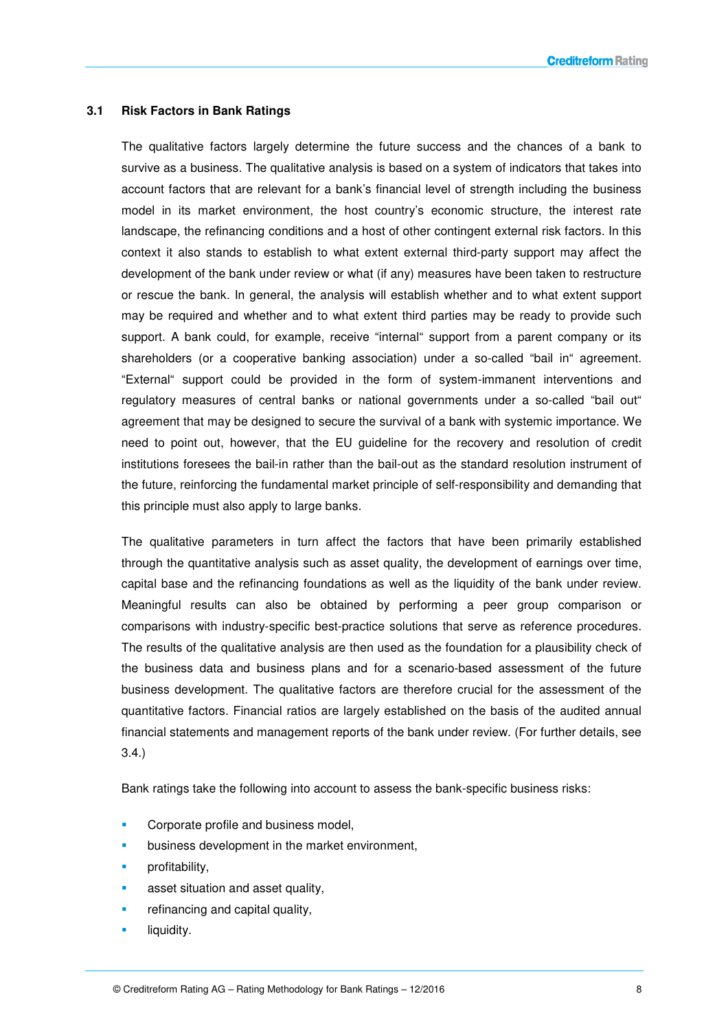### 3.1 Risk Factors in Bank Ratings

The qualitative factors largely determine the future success and the chances of a bank to survive as a business. The qualitative analysis is based on a system of indicators that takes into account factors that are relevant for a bank's financial level of strength including the business model in its market environment, the host country's economic structure, the interest rate landscape, the refinancing conditions and a host of other contingent external risk factors. In this context it also stands to establish to what extent external third-party support may affect the development of the bank under review or what (if any) measures have been taken to restructure or rescue the bank. In general, the analysis will establish whether and to what extent support may be required and whether and to what extent third parties may be ready to provide such support. A bank could, for example, receive "internal" support from a parent company or its shareholders (or a cooperative banking association) under a so-called "bail in" agreement. "External" support could be provided in the form of system-immanent interventions and regulatory measures of central banks or national governments under a so-called "bail out" agreement that may be designed to secure the survival of a bank with systemic importance. We need to point out, however, that the EU guideline for the recovery and resolution of credit institutions foresees the bail-in rather than the bail-out as the standard resolution instrument of the future, reinforcing the fundamental market principle of self-responsibility and demanding that this principle must also apply to large banks.

The qualitative parameters in turn affect the factors that have been primarily established through the quantitative analysis such as asset quality, the development of earnings over time, capital base and the refinancing foundations as well as the liquidity of the bank under review. Meaningful results can also be obtained by performing a peer group comparison or comparisons with industry-specific best-practice solutions that serve as reference procedures. The results of the qualitative analysis are then used as the foundation for a plausibility check of the business data and business plans and for a scenario-based assessment of the future business development. The qualitative factors are therefore crucial for the assessment of the quantitative factors. Financial ratios are largely established on the basis of the audited annual financial statements and management reports of the bank under review. (For further details, see 3.4.)

Bank ratings take the following into account to assess the bank-specific business risks:

- Corporate profile and business model,
- business development in the market environment,
- profitability,
- asset situation and asset quality,
- refinancing and capital quality,
- liquidity.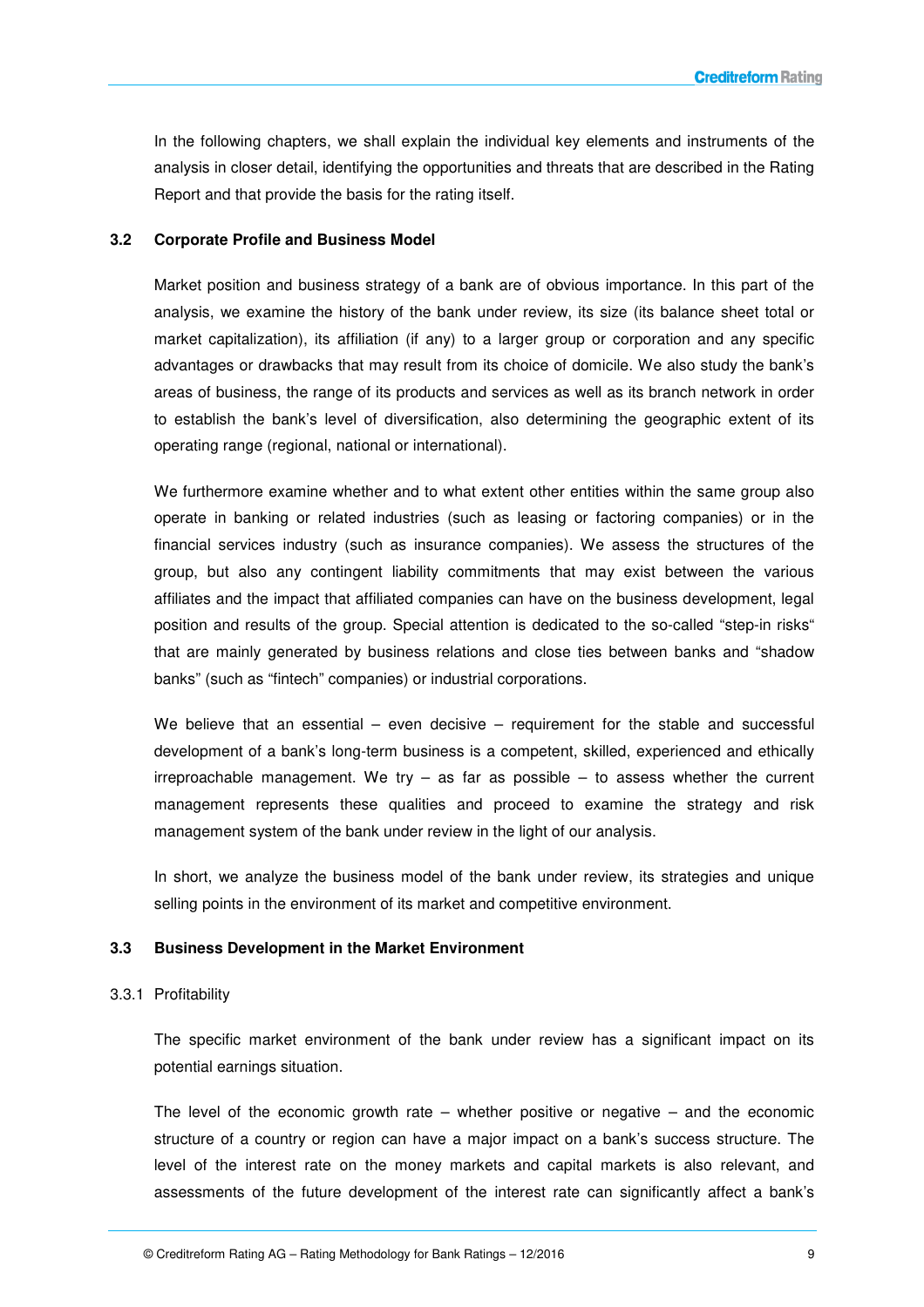In the following chapters, we shall explain the individual key elements and instruments of the analysis in closer detail, identifying the opportunities and threats that are described in the Rating Report and that provide the basis for the rating itself.

## 3.2 Corporate Profile and Business Model

Market position and business strategy of a bank are of obvious importance. In this part of the analysis, we examine the history of the bank under review, its size (its balance sheet total or market capitalization), its affiliation (if any) to a larger group or corporation and any specific advantages or drawbacks that may result from its choice of domicile. We also study the bank's areas of business, the range of its products and services as well as its branch network in order to establish the bank's level of diversification, also determining the geographic extent of its operating range (regional, national or international).

We furthermore examine whether and to what extent other entities within the same group also operate in banking or related industries (such as leasing or factoring companies) or in the financial services industry (such as insurance companies). We assess the structures of the group, but also any contingent liability commitments that may exist between the various affiliates and the impact that affiliated companies can have on the business development, legal position and results of the group. Special attention is dedicated to the so-called "step-in risks" that are mainly generated by business relations and close ties between banks and "shadow banks" (such as "fintech" companies) or industrial corporations.

We believe that an essential – even decisive – requirement for the stable and successful development of a bank's long-term business is a competent, skilled, experienced and ethically irreproachable management. We try – as far as possible – to assess whether the current management represents these qualities and proceed to examine the strategy and risk management system of the bank under review in the light of our analysis.

In short, we analyze the business model of the bank under review, its strategies and unique selling points in the environment of its market and competitive environment.

## 3.3 Business Development in the Market Environment

### 3.3.1 Profitability

The specific market environment of the bank under review has a significant impact on its potential earnings situation.

The level of the economic growth rate – whether positive or negative – and the economic structure of a country or region can have a major impact on a bank's success structure. The level of the interest rate on the money markets and capital markets is also relevant, and assessments of the future development of the interest rate can significantly affect a bank's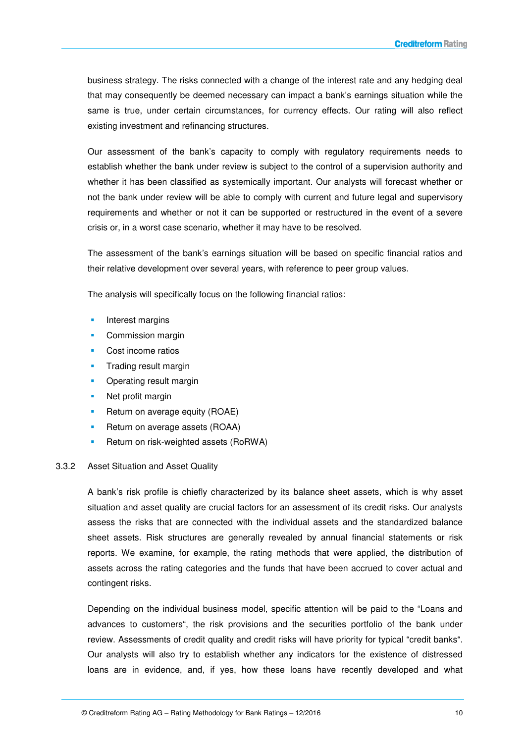business strategy. The risks connected with a change of the interest rate and any hedging deal that may consequently be deemed necessary can impact a bank's earnings situation while the same is true, under certain circumstances, for currency effects. Our rating will also reflect existing investment and refinancing structures.

Our assessment of the bank's capacity to comply with regulatory requirements needs to establish whether the bank under review is subject to the control of a supervision authority and whether it has been classified as systemically important. Our analysts will forecast whether or not the bank under review will be able to comply with current and future legal and supervisory requirements and whether or not it can be supported or restructured in the event of a severe crisis or, in a worst case scenario, whether it may have to be resolved.

The assessment of the bank's earnings situation will be based on specific financial ratios and their relative development over several years, with reference to peer group values.

The analysis will specifically focus on the following financial ratios:

- Interest margins
- Commission margin
- Cost income ratios
- Trading result margin
- Operating result margin
- Net profit margin
- Return on average equity (ROAE)
- Return on average assets (ROAA)
- Return on risk-weighted assets (RoRWA)

### 3.3.2 Asset Situation and Asset Quality

A bank's risk profile is chiefly characterized by its balance sheet assets, which is why asset situation and asset quality are crucial factors for an assessment of its credit risks. Our analysts assess the risks that are connected with the individual assets and the standardized balance sheet assets. Risk structures are generally revealed by annual financial statements or risk reports. We examine, for example, the rating methods that were applied, the distribution of assets across the rating categories and the funds that have been accrued to cover actual and contingent risks.

Depending on the individual business model, specific attention will be paid to the "Loans and advances to customers", the risk provisions and the securities portfolio of the bank under review. Assessments of credit quality and credit risks will have priority for typical "credit banks". Our analysts will also try to establish whether any indicators for the existence of distressed loans are in evidence, and, if yes, how these loans have recently developed and what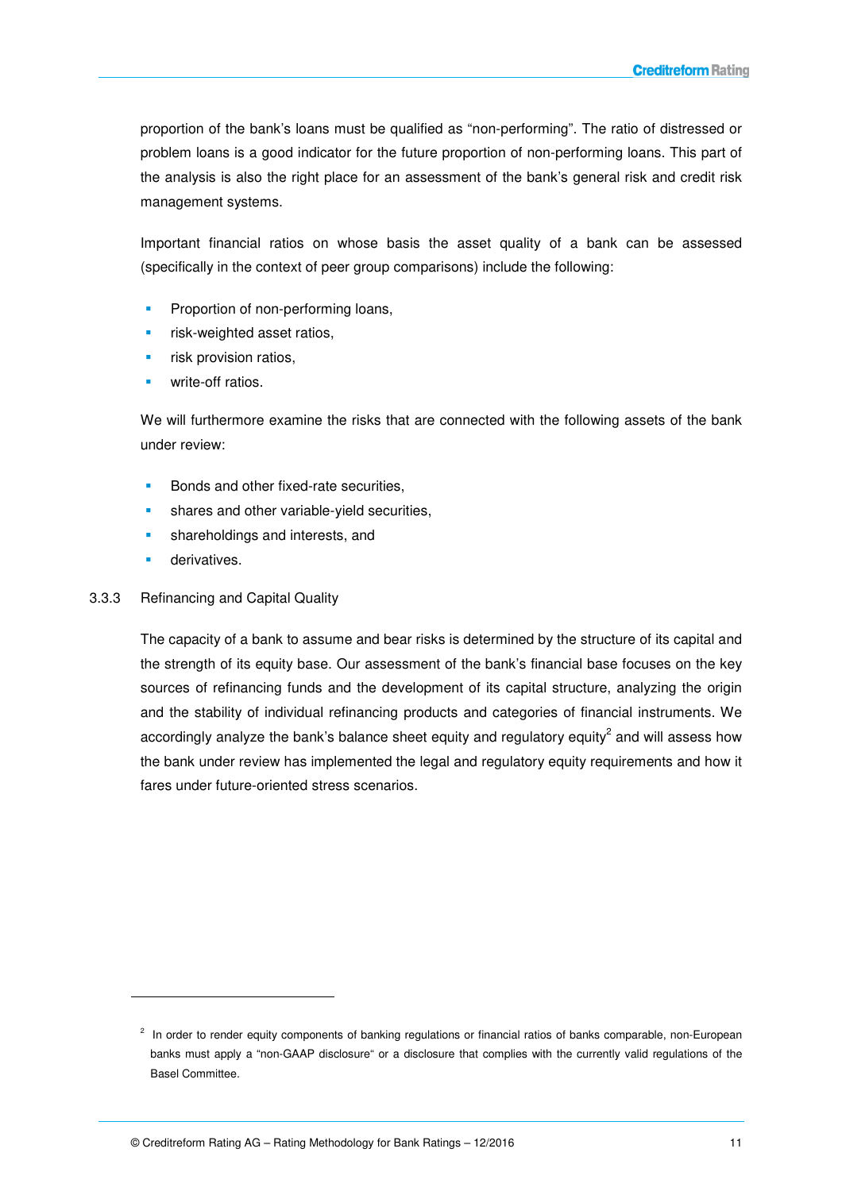proportion of the bank's loans must be qualified as "non-performing". The ratio of distressed or problem loans is a good indicator for the future proportion of non-performing loans. This part of the analysis is also the right place for an assessment of the bank's general risk and credit risk management systems.

Important financial ratios on whose basis the asset quality of a bank can be assessed (specifically in the context of peer group comparisons) include the following:

- Proportion of non-performing loans,
- risk-weighted asset ratios,
- risk provision ratios,
- write-off ratios.

We will furthermore examine the risks that are connected with the following assets of the bank under review:

- Bonds and other fixed-rate securities,
- shares and other variable-yield securities,
- shareholdings and interests, and
- derivatives.

### 3.3.3 Refinancing and Capital Quality

The capacity of a bank to assume and bear risks is determined by the structure of its capital and the strength of its equity base. Our assessment of the bank's financial base focuses on the key sources of refinancing funds and the development of its capital structure, analyzing the origin and the stability of individual refinancing products and categories of financial instruments. We accordingly analyze the bank's balance sheet equity and regulatory equity[2] and will assess how the bank under review has implemented the legal and regulatory equity requirements and how it fares under future-oriented stress scenarios.

---

[2] In order to render equity components of banking regulations or financial ratios of banks comparable, non-European banks must apply a "non-GAAP disclosure" or a disclosure that complies with the currently valid regulations of the Basel Committee.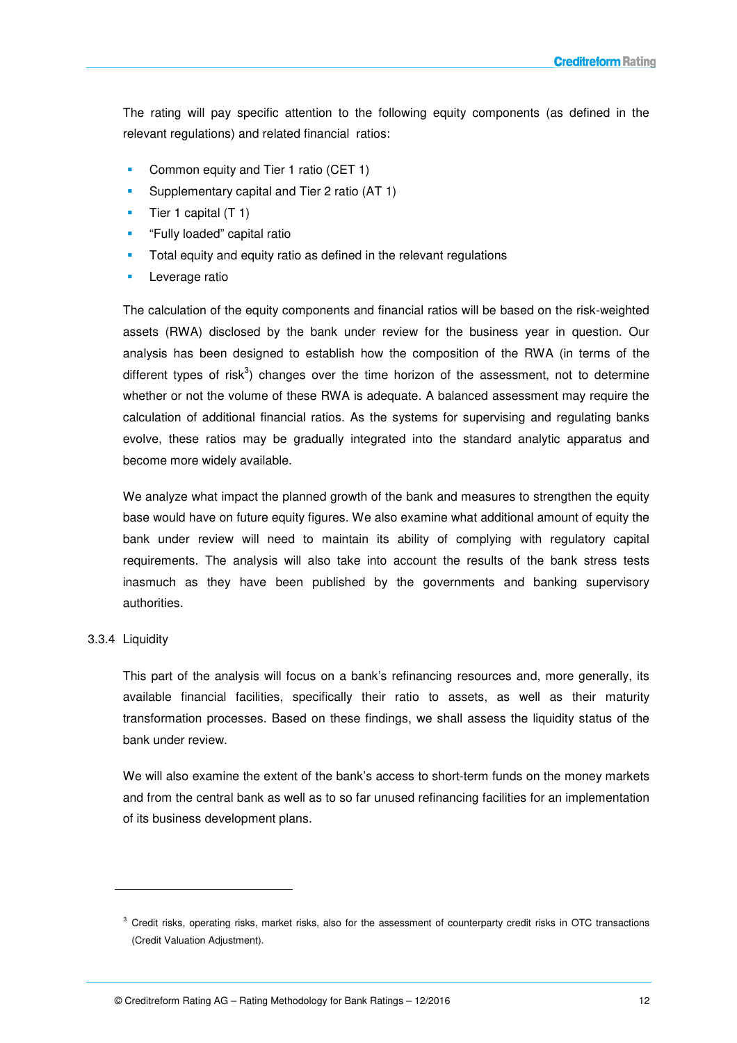The rating will pay specific attention to the following equity components (as defined in the relevant regulations) and related financial ratios:

- Common equity and Tier 1 ratio (CET 1)
- Supplementary capital and Tier 2 ratio (AT 1)
- Tier 1 capital (T 1)
- "Fully loaded" capital ratio
- Total equity and equity ratio as defined in the relevant regulations
- Leverage ratio

The calculation of the equity components and financial ratios will be based on the risk-weighted assets (RWA) disclosed by the bank under review for the business year in question. Our analysis has been designed to establish how the composition of the RWA (in terms of the different types of risk[3]) changes over the time horizon of the assessment, not to determine whether or not the volume of these RWA is adequate. A balanced assessment may require the calculation of additional financial ratios. As the systems for supervising and regulating banks evolve, these ratios may be gradually integrated into the standard analytic apparatus and become more widely available.

We analyze what impact the planned growth of the bank and measures to strengthen the equity base would have on future equity figures. We also examine what additional amount of equity the bank under review will need to maintain its ability of complying with regulatory capital requirements. The analysis will also take into account the results of the bank stress tests inasmuch as they have been published by the governments and banking supervisory authorities.

### 3.3.4 Liquidity

This part of the analysis will focus on a bank's refinancing resources and, more generally, its available financial facilities, specifically their ratio to assets, as well as their maturity transformation processes. Based on these findings, we shall assess the liquidity status of the bank under review.

We will also examine the extent of the bank's access to short-term funds on the money markets and from the central bank as well as to so far unused refinancing facilities for an implementation of its business development plans.

---

[3] Credit risks, operating risks, market risks, also for the assessment of counterparty credit risks in OTC transactions (Credit Valuation Adjustment).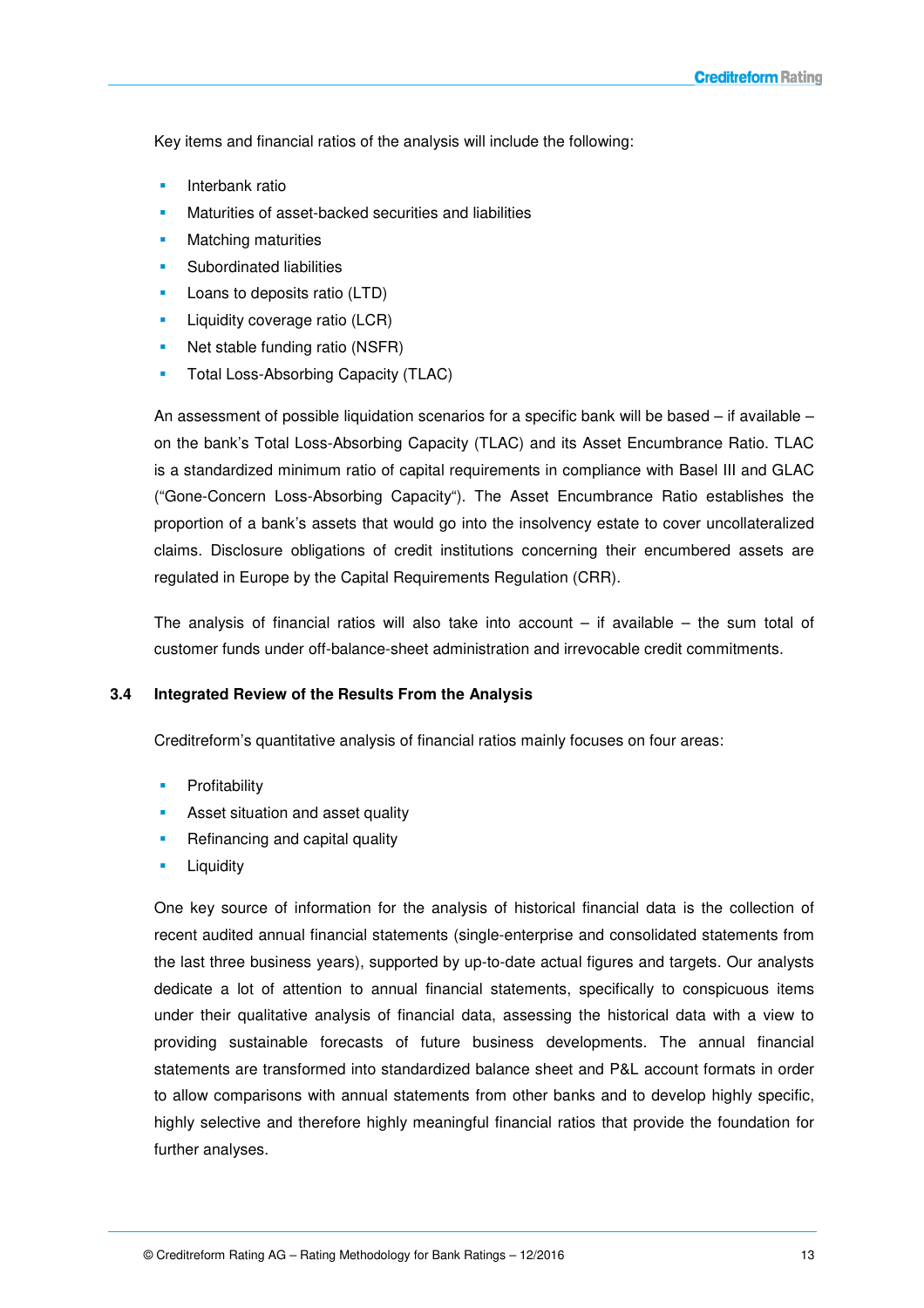Key items and financial ratios of the analysis will include the following:

- Interbank ratio
- Maturities of asset-backed securities and liabilities
- Matching maturities
- Subordinated liabilities
- Loans to deposits ratio (LTD)
- Liquidity coverage ratio (LCR)
- Net stable funding ratio (NSFR)
- Total Loss-Absorbing Capacity (TLAC)

An assessment of possible liquidation scenarios for a specific bank will be based – if available – on the bank's Total Loss-Absorbing Capacity (TLAC) and its Asset Encumbrance Ratio. TLAC is a standardized minimum ratio of capital requirements in compliance with Basel III and GLAC ("Gone-Concern Loss-Absorbing Capacity"). The Asset Encumbrance Ratio establishes the proportion of a bank's assets that would go into the insolvency estate to cover uncollateralized claims. Disclosure obligations of credit institutions concerning their encumbered assets are regulated in Europe by the Capital Requirements Regulation (CRR).

The analysis of financial ratios will also take into account – if available – the sum total of customer funds under off-balance-sheet administration and irrevocable credit commitments.

## 3.4 Integrated Review of the Results From the Analysis

Creditreform's quantitative analysis of financial ratios mainly focuses on four areas:

- Profitability
- Asset situation and asset quality
- Refinancing and capital quality
- Liquidity

One key source of information for the analysis of historical financial data is the collection of recent audited annual financial statements (single-enterprise and consolidated statements from the last three business years), supported by up-to-date actual figures and targets. Our analysts dedicate a lot of attention to annual financial statements, specifically to conspicuous items under their qualitative analysis of financial data, assessing the historical data with a view to providing sustainable forecasts of future business developments. The annual financial statements are transformed into standardized balance sheet and P&L account formats in order to allow comparisons with annual statements from other banks and to develop highly specific, highly selective and therefore highly meaningful financial ratios that provide the foundation for further analyses.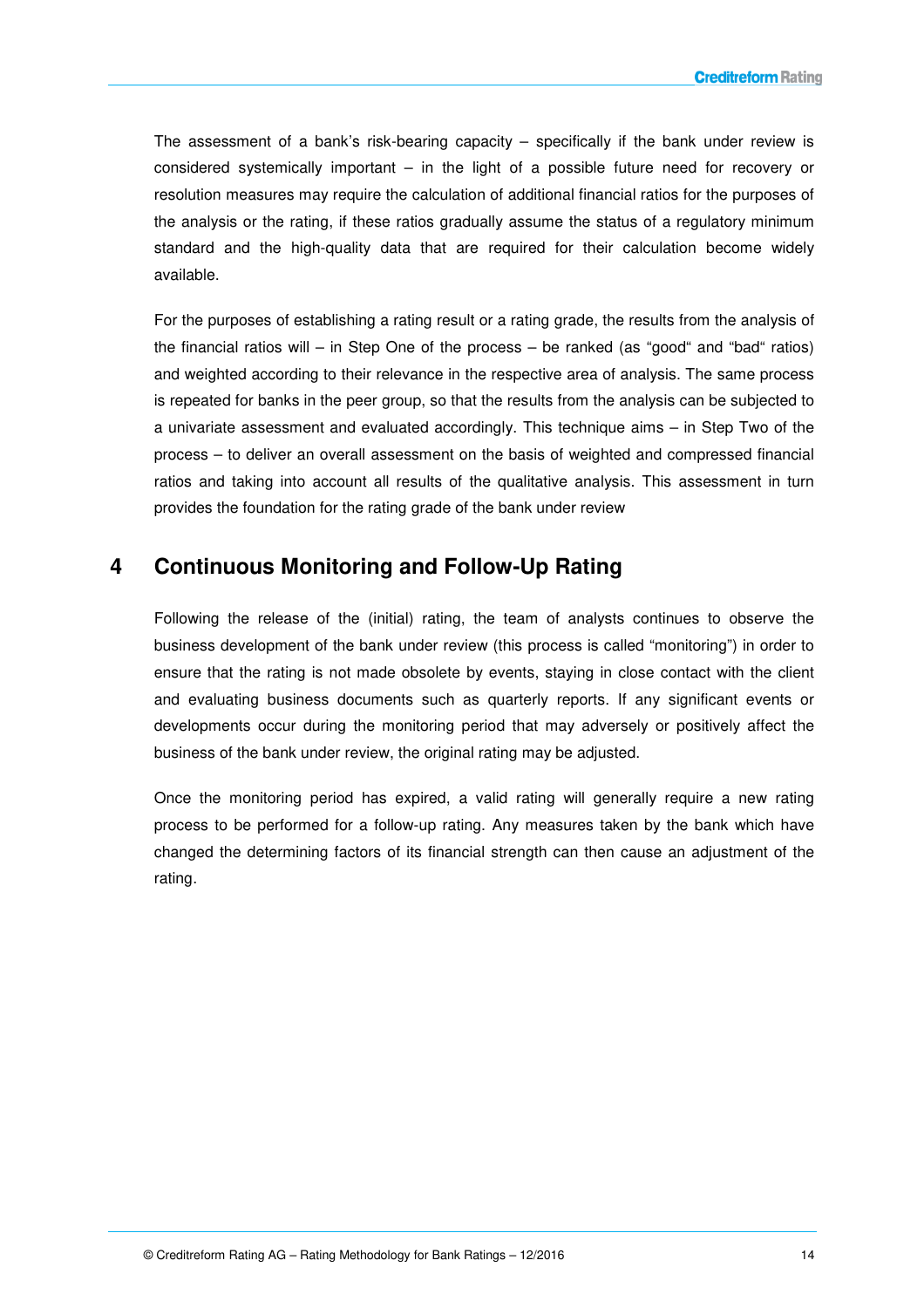The assessment of a bank's risk-bearing capacity – specifically if the bank under review is considered systemically important – in the light of a possible future need for recovery or resolution measures may require the calculation of additional financial ratios for the purposes of the analysis or the rating, if these ratios gradually assume the status of a regulatory minimum standard and the high-quality data that are required for their calculation become widely available.

For the purposes of establishing a rating result or a rating grade, the results from the analysis of the financial ratios will – in Step One of the process – be ranked (as "good" and "bad" ratios) and weighted according to their relevance in the respective area of analysis. The same process is repeated for banks in the peer group, so that the results from the analysis can be subjected to a univariate assessment and evaluated accordingly. This technique aims – in Step Two of the process – to deliver an overall assessment on the basis of weighted and compressed financial ratios and taking into account all results of the qualitative analysis. This assessment in turn provides the foundation for the rating grade of the bank under review

# 4 Continuous Monitoring and Follow-Up Rating

Following the release of the (initial) rating, the team of analysts continues to observe the business development of the bank under review (this process is called "monitoring") in order to ensure that the rating is not made obsolete by events, staying in close contact with the client and evaluating business documents such as quarterly reports. If any significant events or developments occur during the monitoring period that may adversely or positively affect the business of the bank under review, the original rating may be adjusted.

Once the monitoring period has expired, a valid rating will generally require a new rating process to be performed for a follow-up rating. Any measures taken by the bank which have changed the determining factors of its financial strength can then cause an adjustment of the rating.